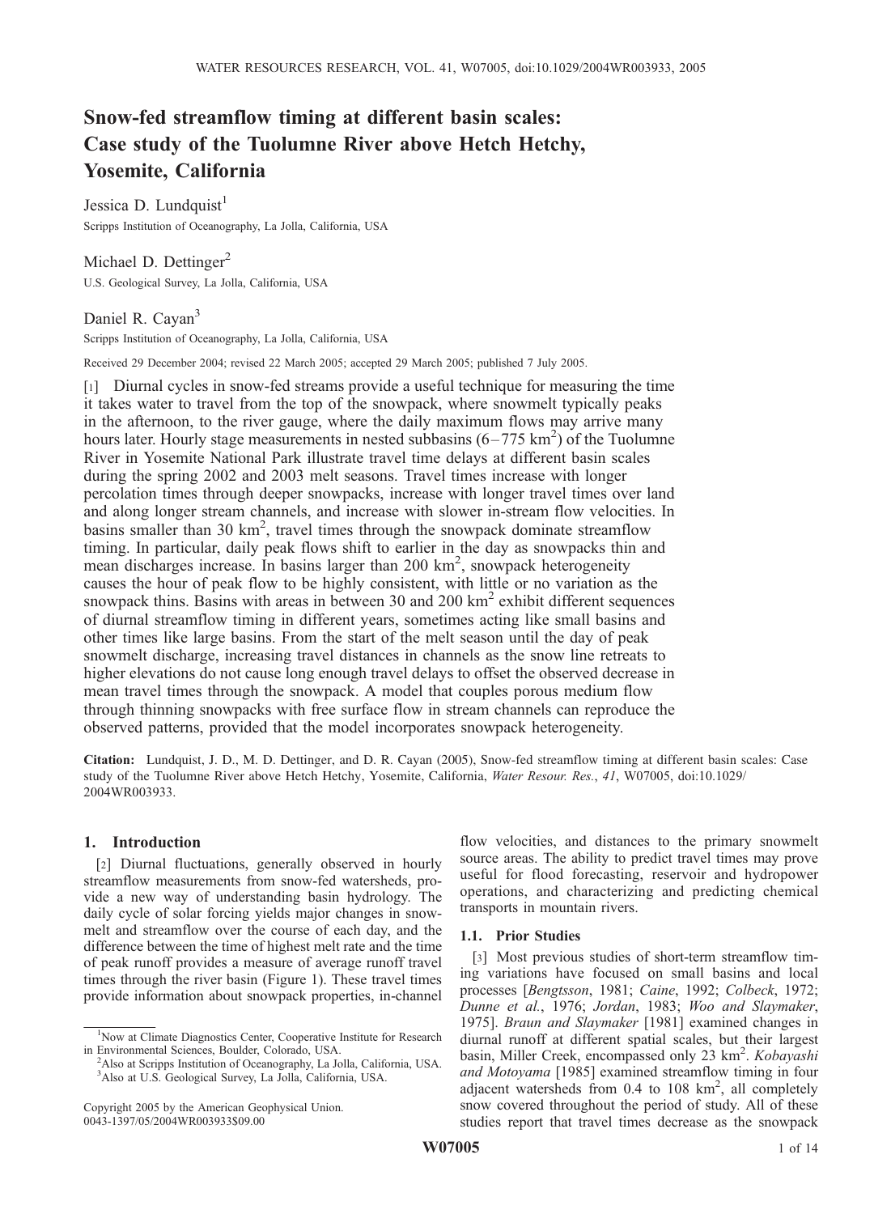# Snow-fed streamflow timing at different basin scales: Case study of the Tuolumne River above Hetch Hetchy, Yosemite, California

Jessica D. Lundquist[1]

Scripps Institution of Oceanography, La Jolla, California, USA

Michael D. Dettinger[2]

U.S. Geological Survey, La Jolla, California, USA

Daniel R. Cayan[3]

Scripps Institution of Oceanography, La Jolla, California, USA

Received 29 December 2004; revised 22 March 2005; accepted 29 March 2005; published 7 July 2005.

[1] Diurnal cycles in snow-fed streams provide a useful technique for measuring the time it takes water to travel from the top of the snowpack, where snowmelt typically peaks in the afternoon, to the river gauge, where the daily maximum flows may arrive many hours later. Hourly stage measurements in nested subbasins (6–775 km$^2$) of the Tuolumne River in Yosemite National Park illustrate travel time delays at different basin scales during the spring 2002 and 2003 melt seasons. Travel times increase with longer percolation times through deeper snowpacks, increase with longer travel times over land and along longer stream channels, and increase with slower in-stream flow velocities. In basins smaller than 30 km$^2$, travel times through the snowpack dominate streamflow timing. In particular, daily peak flows shift to earlier in the day as snowpacks thin and mean discharges increase. In basins larger than 200 km$^2$, snowpack heterogeneity causes the hour of peak flow to be highly consistent, with little or no variation as the snowpack thins. Basins with areas in between 30 and 200 km$^2$ exhibit different sequences of diurnal streamflow timing in different years, sometimes acting like small basins and other times like large basins. From the start of the melt season until the day of peak snowmelt discharge, increasing travel distances in channels as the snow line retreats to higher elevations do not cause long enough travel delays to offset the observed decrease in mean travel times through the snowpack. A model that couples porous medium flow through thinning snowpacks with free surface flow in stream channels can reproduce the observed patterns, provided that the model incorporates snowpack heterogeneity.

**Citation:** Lundquist, J. D., M. D. Dettinger, and D. R. Cayan (2005), Snow-fed streamflow timing at different basin scales: Case study of the Tuolumne River above Hetch Hetchy, Yosemite, California, *Water Resour. Res.*, *41*, W07005, doi:10.1029/2004WR003933.

## 1. Introduction

[2] Diurnal fluctuations, generally observed in hourly streamflow measurements from snow-fed watersheds, provide a new way of understanding basin hydrology. The daily cycle of solar forcing yields major changes in snowmelt and streamflow over the course of each day, and the difference between the time of highest melt rate and the time of peak runoff provides a measure of average runoff travel times through the river basin (Figure 1). These travel times provide information about snowpack properties, in-channel flow velocities, and distances to the primary snowmelt source areas. The ability to predict travel times may prove useful for flood forecasting, reservoir and hydropower operations, and characterizing and predicting chemical transports in mountain rivers.

### 1.1. Prior Studies

[3] Most previous studies of short-term streamflow timing variations have focused on small basins and local processes [*Bengtsson*, 1981; *Caine*, 1992; *Colbeck*, 1972; *Dunne et al.*, 1976; *Jordan*, 1983; *Woo and Slaymaker*, 1975]. *Braun and Slaymaker* [1981] examined changes in diurnal runoff at different spatial scales, but their largest basin, Miller Creek, encompassed only 23 km$^2$. *Kobayashi and Motoyama* [1985] examined streamflow timing in four adjacent watersheds from 0.4 to 108 km$^2$, all completely snow covered throughout the period of study. All of these studies report that travel times decrease as the snowpack

[1] Now at Climate Diagnostics Center, Cooperative Institute for Research in Environmental Sciences, Boulder, Colorado, USA.

[2] Also at Scripps Institution of Oceanography, La Jolla, California, USA.

[3] Also at U.S. Geological Survey, La Jolla, California, USA.

Copyright 2005 by the American Geophysical Union.
0043-1397/05/2004WR003933$09.00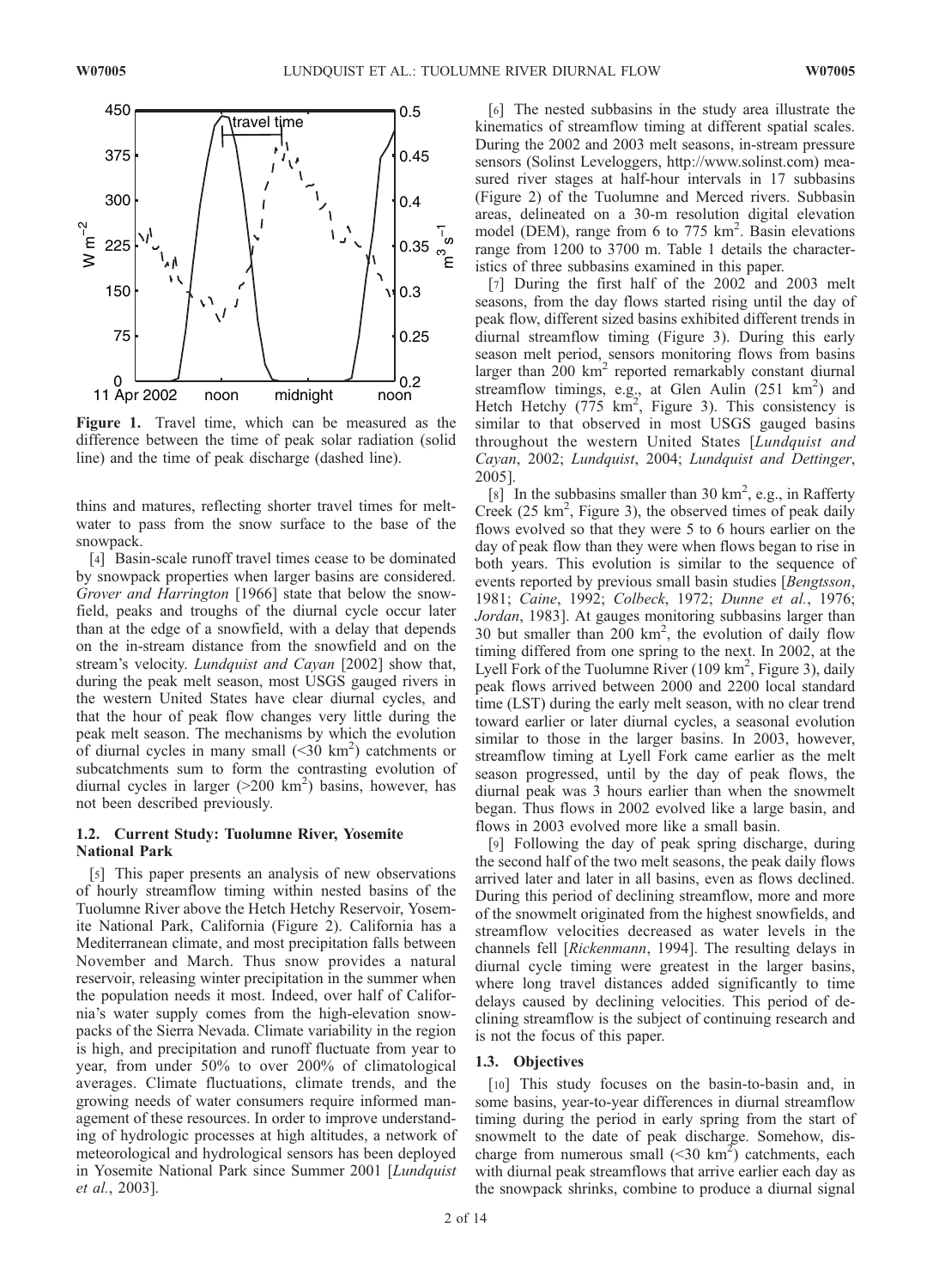**Figure 1.** Travel time, which can be measured as the difference between the time of peak solar radiation (solid line) and the time of peak discharge (dashed line).

thins and matures, reflecting shorter travel times for meltwater to pass from the snow surface to the base of the snowpack.

[4] Basin-scale runoff travel times cease to be dominated by snowpack properties when larger basins are considered. *Grover and Harrington* [1966] state that below the snowfield, peaks and troughs of the diurnal cycle occur later than at the edge of a snowfield, with a delay that depends on the in-stream distance from the snowfield and on the stream's velocity. *Lundquist and Cayan* [2002] show that, during the peak melt season, most USGS gauged rivers in the western United States have clear diurnal cycles, and that the hour of peak flow changes very little during the peak melt season. The mechanisms by which the evolution of diurnal cycles in many small (<30 km$^2$) catchments or subcatchments sum to form the contrasting evolution of diurnal cycles in larger (>200 km$^2$) basins, however, has not been described previously.

### 1.2. Current Study: Tuolumne River, Yosemite National Park

[5] This paper presents an analysis of new observations of hourly streamflow timing within nested basins of the Tuolumne River above the Hetch Hetchy Reservoir, Yosemite National Park, California (Figure 2). California has a Mediterranean climate, and most precipitation falls between November and March. Thus snow provides a natural reservoir, releasing winter precipitation in the summer when the population needs it most. Indeed, over half of California's water supply comes from the high-elevation snowpacks of the Sierra Nevada. Climate variability in the region is high, and precipitation and runoff fluctuate from year to year, from under 50% to over 200% of climatological averages. Climate fluctuations, climate trends, and the growing needs of water consumers require informed management of these resources. In order to improve understanding of hydrologic processes at high altitudes, a network of meteorological and hydrological sensors has been deployed in Yosemite National Park since Summer 2001 [*Lundquist et al.*, 2003].

[6] The nested subbasins in the study area illustrate the kinematics of streamflow timing at different spatial scales. During the 2002 and 2003 melt seasons, in-stream pressure sensors (Solinst Leveloggers, http://www.solinst.com) measured river stages at half-hour intervals in 17 subbasins (Figure 2) of the Tuolumne and Merced rivers. Subbasin areas, delineated on a 30-m resolution digital elevation model (DEM), range from 6 to 775 km$^2$. Basin elevations range from 1200 to 3700 m. Table 1 details the characteristics of three subbasins examined in this paper.

[7] During the first half of the 2002 and 2003 melt seasons, from the day flows started rising until the day of peak flow, different sized basins exhibited different trends in diurnal streamflow timing (Figure 3). During this early season melt period, sensors monitoring flows from basins larger than 200 km$^2$ reported remarkably constant diurnal streamflow timings, e.g., at Glen Aulin (251 km$^2$) and Hetch Hetchy (775 km$^2$, Figure 3). This consistency is similar to that observed in most USGS gauged basins throughout the western United States [*Lundquist and Cayan*, 2002; *Lundquist*, 2004; *Lundquist and Dettinger*, 2005].

[8] In the subbasins smaller than 30 km$^2$, e.g., in Rafferty Creek (25 km$^2$, Figure 3), the observed times of peak daily flows evolved so that they were 5 to 6 hours earlier on the day of peak flow than they were when flows began to rise in both years. This evolution is similar to the sequence of events reported by previous small basin studies [*Bengtsson*, 1981; *Caine*, 1992; *Colbeck*, 1972; *Dunne et al.*, 1976; *Jordan*, 1983]. At gauges monitoring subbasins larger than 30 but smaller than 200 km$^2$, the evolution of daily flow timing differed from one spring to the next. In 2002, at the Lyell Fork of the Tuolumne River (109 km$^2$, Figure 3), daily peak flows arrived between 2000 and 2200 local standard time (LST) during the early melt season, with no clear trend toward earlier or later diurnal cycles, a seasonal evolution similar to those in the larger basins. In 2003, however, streamflow timing at Lyell Fork came earlier as the melt season progressed, until by the day of peak flows, the diurnal peak was 3 hours earlier than when the snowmelt began. Thus flows in 2002 evolved like a large basin, and flows in 2003 evolved more like a small basin.

[9] Following the day of peak spring discharge, during the second half of the two melt seasons, the peak daily flows arrived later and later in all basins, even as flows declined. During this period of declining streamflow, more and more of the snowmelt originated from the highest snowfields, and streamflow velocities decreased as water levels in the channels fell [*Rickenmann*, 1994]. The resulting delays in diurnal cycle timing were greatest in the larger basins, where long travel distances added significantly to time delays caused by declining velocities. This period of declining streamflow is the subject of continuing research and is not the focus of this paper.

### 1.3. Objectives

[10] This study focuses on the basin-to-basin and, in some basins, year-to-year differences in diurnal streamflow timing during the period in early spring from the start of snowmelt to the date of peak discharge. Somehow, discharge from numerous small (<30 km$^2$) catchments, each with diurnal peak streamflows that arrive earlier each day as the snowpack shrinks, combine to produce a diurnal signal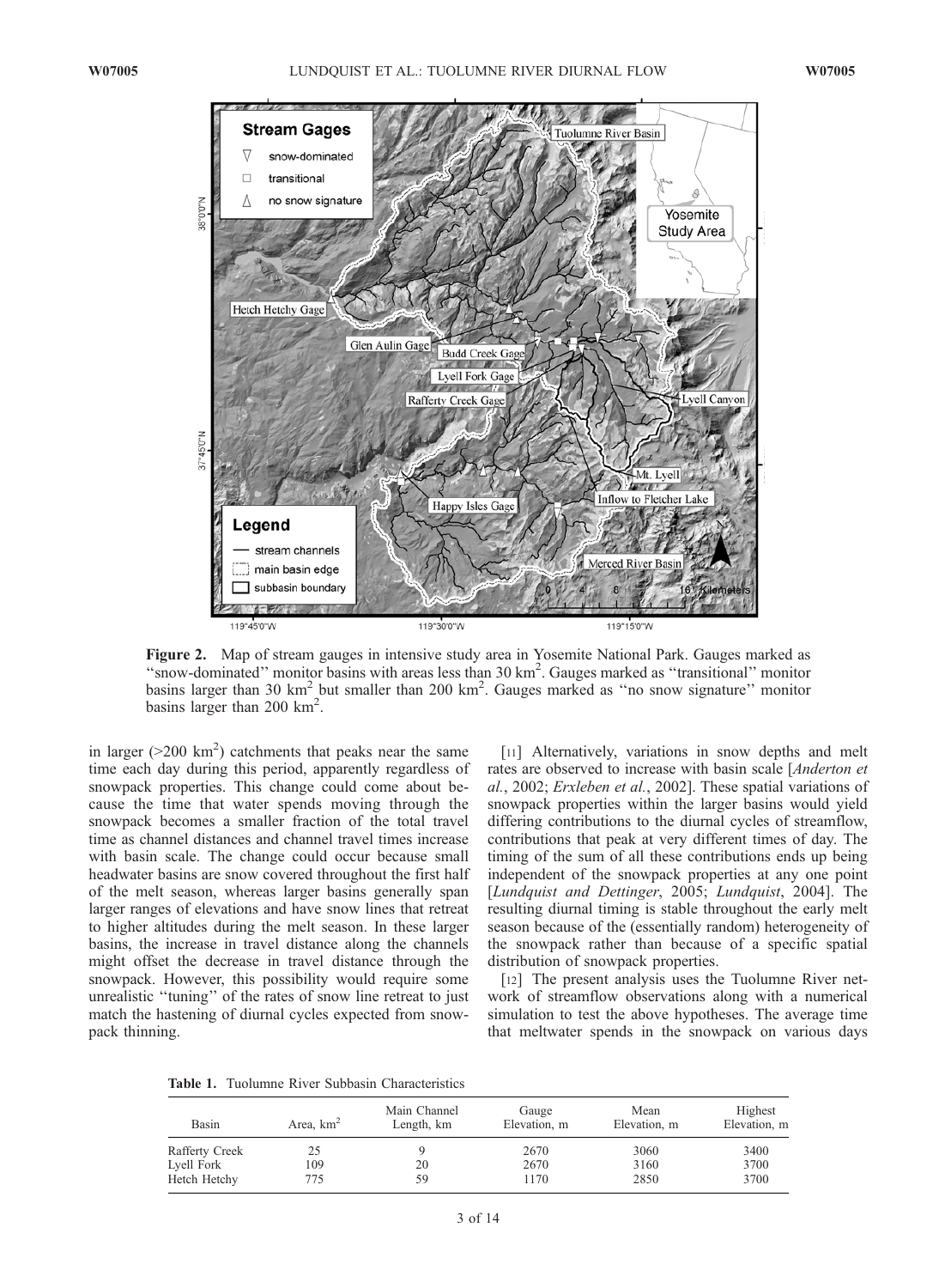Figure 2. Map of stream gauges in intensive study area in Yosemite National Park. Gauges marked as "snow-dominated" monitor basins with areas less than 30 km$^2$. Gauges marked as "transitional" monitor basins larger than 30 km$^2$ but smaller than 200 km$^2$. Gauges marked as "no snow signature" monitor basins larger than 200 km$^2$.

in larger (>200 km$^2$) catchments that peaks near the same time each day during this period, apparently regardless of snowpack properties. This change could come about because the time that water spends moving through the snowpack becomes a smaller fraction of the total travel time as channel distances and channel travel times increase with basin scale. The change could occur because small headwater basins are snow covered throughout the first half of the melt season, whereas larger basins generally span larger ranges of elevations and have snow lines that retreat to higher altitudes during the melt season. In these larger basins, the increase in travel distance along the channels might offset the decrease in travel distance through the snowpack. However, this possibility would require some unrealistic "tuning" of the rates of snow line retreat to just match the hastening of diurnal cycles expected from snowpack thinning.

[11] Alternatively, variations in snow depths and melt rates are observed to increase with basin scale [*Anderton et al.*, 2002; *Erxleben et al.*, 2002]. These spatial variations of snowpack properties within the larger basins would yield differing contributions to the diurnal cycles of streamflow, contributions that peak at very different times of day. The timing of the sum of all these contributions ends up being independent of the snowpack properties at any one point [*Lundquist and Dettinger*, 2005; *Lundquist*, 2004]. The resulting diurnal timing is stable throughout the early melt season because of the (essentially random) heterogeneity of the snowpack rather than because of a specific spatial distribution of snowpack properties.

[12] The present analysis uses the Tuolumne River network of streamflow observations along with a numerical simulation to test the above hypotheses. The average time that meltwater spends in the snowpack on various days

**Table 1.** Tuolumne River Subbasin Characteristics

| Basin | Area, km$^2$ | Main Channel Length, km | Gauge Elevation, m | Mean Elevation, m | Highest Elevation, m |
|---|---|---|---|---|---|
| Rafferty Creek | 25 | 9 | 2670 | 3060 | 3400 |
| Lyell Fork | 109 | 20 | 2670 | 3160 | 3700 |
| Hetch Hetchy | 775 | 59 | 1170 | 2850 | 3700 |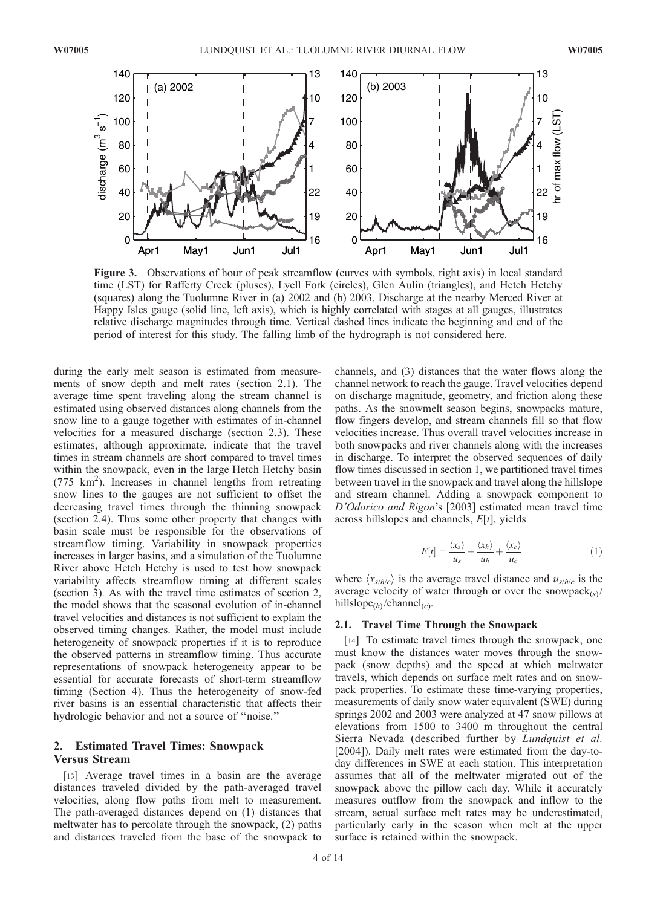**Figure 3.** Observations of hour of peak streamflow (curves with symbols, right axis) in local standard time (LST) for Rafferty Creek (pluses), Lyell Fork (circles), Glen Aulin (triangles), and Hetch Hetchy (squares) along the Tuolumne River in (a) 2002 and (b) 2003. Discharge at the nearby Merced River at Happy Isles gauge (solid line, left axis), which is highly correlated with stages at all gauges, illustrates relative discharge magnitudes through time. Vertical dashed lines indicate the beginning and end of the period of interest for this study. The falling limb of the hydrograph is not considered here.

during the early melt season is estimated from measurements of snow depth and melt rates (section 2.1). The average time spent traveling along the stream channel is estimated using observed distances along channels from the snow line to a gauge together with estimates of in-channel velocities for a measured discharge (section 2.3). These estimates, although approximate, indicate that the travel times in stream channels are short compared to travel times within the snowpack, even in the large Hetch Hetchy basin (775 km$^2$). Increases in channel lengths from retreating snow lines to the gauges are not sufficient to offset the decreasing travel times through the thinning snowpack (section 2.4). Thus some other property that changes with basin scale must be responsible for the observations of streamflow timing. Variability in snowpack properties increases in larger basins, and a simulation of the Tuolumne River above Hetch Hetchy is used to test how snowpack variability affects streamflow timing at different scales (section 3). As with the travel time estimates of section 2, the model shows that the seasonal evolution of in-channel travel velocities and distances is not sufficient to explain the observed timing changes. Rather, the model must include heterogeneity of snowpack properties if it is to reproduce the observed patterns in streamflow timing. Thus accurate representations of snowpack heterogeneity appear to be essential for accurate forecasts of short-term streamflow timing (Section 4). Thus the heterogeneity of snow-fed river basins is an essential characteristic that affects their hydrologic behavior and not a source of ''noise.''

## 2. Estimated Travel Times: Snowpack Versus Stream

[13] Average travel times in a basin are the average distances traveled divided by the path-averaged travel velocities, along flow paths from melt to measurement. The path-averaged distances depend on (1) distances that meltwater has to percolate through the snowpack, (2) paths and distances traveled from the base of the snowpack to channels, and (3) distances that the water flows along the channel network to reach the gauge. Travel velocities depend on discharge magnitude, geometry, and friction along these paths. As the snowmelt season begins, snowpacks mature, flow fingers develop, and stream channels fill so that flow velocities increase. Thus overall travel velocities increase in both snowpacks and river channels along with the increases in discharge. To interpret the observed sequences of daily flow times discussed in section 1, we partitioned travel times between travel in the snowpack and travel along the hillslope and stream channel. Adding a snowpack component to *D'Odorico and Rigon*'s [2003] estimated mean travel time across hillslopes and channels, $E[t]$, yields

$$E[t] = \frac{\langle x_s \rangle}{u_s} + \frac{\langle x_h \rangle}{u_h} + \frac{\langle x_c \rangle}{u_c} \tag{1}$$

where $\langle x_{s/h/c} \rangle$ is the average travel distance and $u_{s/h/c}$ is the average velocity of water through or over the snowpack$_{(s)}$/hillslope$_{(h)}$/channel$_{(c)}$.

### 2.1. Travel Time Through the Snowpack

[14] To estimate travel times through the snowpack, one must know the distances water moves through the snowpack (snow depths) and the speed at which meltwater travels, which depends on surface melt rates and on snowpack properties. To estimate these time-varying properties, measurements of daily snow water equivalent (SWE) during springs 2002 and 2003 were analyzed at 47 snow pillows at elevations from 1500 to 3400 m throughout the central Sierra Nevada (described further by *Lundquist et al.* [2004]). Daily melt rates were estimated from the day-to-day differences in SWE at each station. This interpretation assumes that all of the meltwater migrated out of the snowpack above the pillow each day. While it accurately measures outflow from the snowpack and inflow to the stream, actual surface melt rates may be underestimated, particularly early in the season when melt at the upper surface is retained within the snowpack.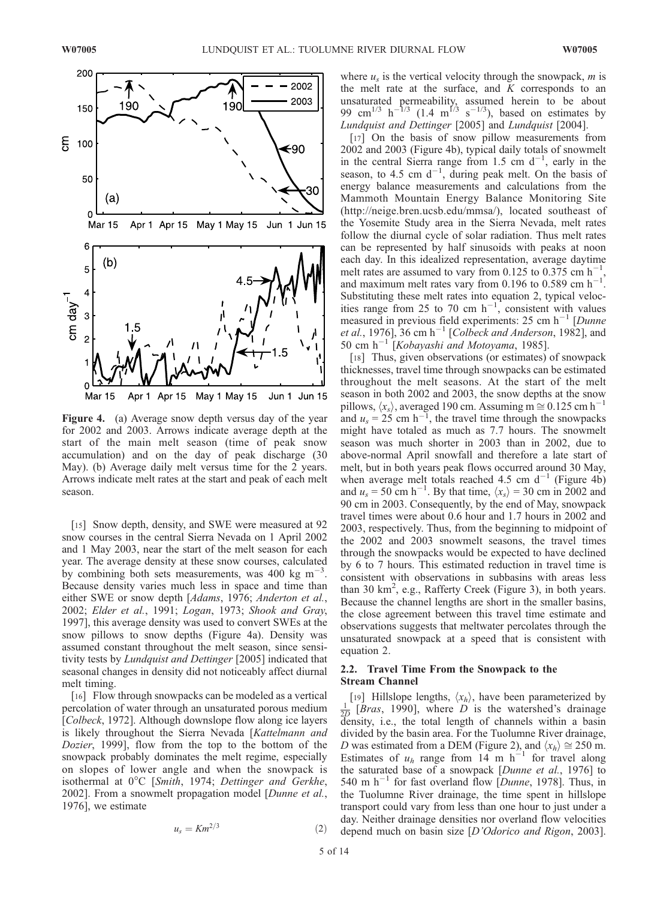Figure 4. (a) Average snow depth versus day of the year for 2002 and 2003. Arrows indicate average depth at the start of the main melt season (time of peak snow accumulation) and on the day of peak discharge (30 May). (b) Average daily melt versus time for the 2 years. Arrows indicate melt rates at the start and peak of each melt season.

[15] Snow depth, density, and SWE were measured at 92 snow courses in the central Sierra Nevada on 1 April 2002 and 1 May 2003, near the start of the melt season for each year. The average density at these snow courses, calculated by combining both sets measurements, was 400 kg m$^{-3}$. Because density varies much less in space and time than either SWE or snow depth [*Adams*, 1976; *Anderton et al.*, 2002; *Elder et al.*, 1991; *Logan*, 1973; *Shook and Gray*, 1997], this average density was used to convert SWEs at the snow pillows to snow depths (Figure 4a). Density was assumed constant throughout the melt season, since sensitivity tests by *Lundquist and Dettinger* [2005] indicated that seasonal changes in density did not noticeably affect diurnal melt timing.

[16] Flow through snowpacks can be modeled as a vertical percolation of water through an unsaturated porous medium [*Colbeck*, 1972]. Although downslope flow along ice layers is likely throughout the Sierra Nevada [*Kattelmann and Dozier*, 1999], flow from the top to the bottom of the snowpack probably dominates the melt regime, especially on slopes of lower angle and when the snowpack is isothermal at 0°C [*Smith*, 1974; *Dettinger and Gerkhe*, 2002]. From a snowmelt propagation model [*Dunne et al.*, 1976], we estimate

$$u_s = Km^{2/3} \tag{2}$$

where $u_s$ is the vertical velocity through the snowpack, $m$ is the melt rate at the surface, and $K$ corresponds to an unsaturated permeability, assumed herein to be about 99 cm$^{1/3}$ h$^{-1/3}$ (1.4 m$^{1/3}$ s$^{-1/3}$), based on estimates by *Lundquist and Dettinger* [2005] and *Lundquist* [2004].

[17] On the basis of snow pillow measurements from 2002 and 2003 (Figure 4b), typical daily totals of snowmelt in the central Sierra range from 1.5 cm d$^{-1}$, early in the season, to 4.5 cm d$^{-1}$, during peak melt. On the basis of energy balance measurements and calculations from the Mammoth Mountain Energy Balance Monitoring Site (http://neige.bren.ucsb.edu/mmsa/), located southeast of the Yosemite Study area in the Sierra Nevada, melt rates follow the diurnal cycle of solar radiation. Thus melt rates can be represented by half sinusoids with peaks at noon each day. In this idealized representation, average daytime melt rates are assumed to vary from 0.125 to 0.375 cm h$^{-1}$, and maximum melt rates vary from 0.196 to 0.589 cm h$^{-1}$. Substituting these melt rates into equation 2, typical velocities range from 25 to 70 cm h$^{-1}$, consistent with values measured in previous field experiments: 25 cm h$^{-1}$ [*Dunne et al.*, 1976], 36 cm h$^{-1}$ [*Colbeck and Anderson*, 1982], and 50 cm h$^{-1}$ [*Kobayashi and Motoyama*, 1985].

[18] Thus, given observations (or estimates) of snowpack thicknesses, travel time through snowpacks can be estimated throughout the melt seasons. At the start of the melt season in both 2002 and 2003, the snow depths at the snow pillows, $\langle x_s \rangle$, averaged 190 cm. Assuming m $\cong$ 0.125 cm h$^{-1}$ and $u_s$ = 25 cm h$^{-1}$, the travel time through the snowpacks might have totaled as much as 7.7 hours. The snowmelt season was much shorter in 2003 than in 2002, due to above-normal April snowfall and therefore a late start of melt, but in both years peak flows occurred around 30 May, when average melt totals reached 4.5 cm d$^{-1}$ (Figure 4b) and $u_s$ = 50 cm h$^{-1}$. By that time, $\langle x_s \rangle$ = 30 cm in 2002 and 90 cm in 2003. Consequently, by the end of May, snowpack travel times were about 0.6 hour and 1.7 hours in 2002 and 2003, respectively. Thus, from the beginning to midpoint of the 2002 and 2003 snowmelt seasons, the travel times through the snowpacks would be expected to have declined by 6 to 7 hours. This estimated reduction in travel time is consistent with observations in subbasins with areas less than 30 km$^2$, e.g., Rafferty Creek (Figure 3), in both years. Because the channel lengths are short in the smaller basins, the close agreement between this travel time estimate and observations suggests that meltwater percolates through the unsaturated snowpack at a speed that is consistent with equation 2.

### 2.2. Travel Time From the Snowpack to the Stream Channel

[19] Hillslope lengths, $\langle x_h \rangle$, have been parameterized by $\frac{1}{2D}$ [*Bras*, 1990], where $D$ is the watershed's drainage density, i.e., the total length of channels within a basin divided by the basin area. For the Tuolumne River drainage, $D$ was estimated from a DEM (Figure 2), and $\langle x_h \rangle \cong$ 250 m. Estimates of $u_h$ range from 14 m h$^{-1}$ for travel along the saturated base of a snowpack [*Dunne et al.*, 1976] to 540 m h$^{-1}$ for fast overland flow [*Dunne*, 1978]. Thus, in the Tuolumne River drainage, the time spent in hillslope transport could vary from less than one hour to just under a day. Neither drainage densities nor overland flow velocities depend much on basin size [*D'Odorico and Rigon*, 2003].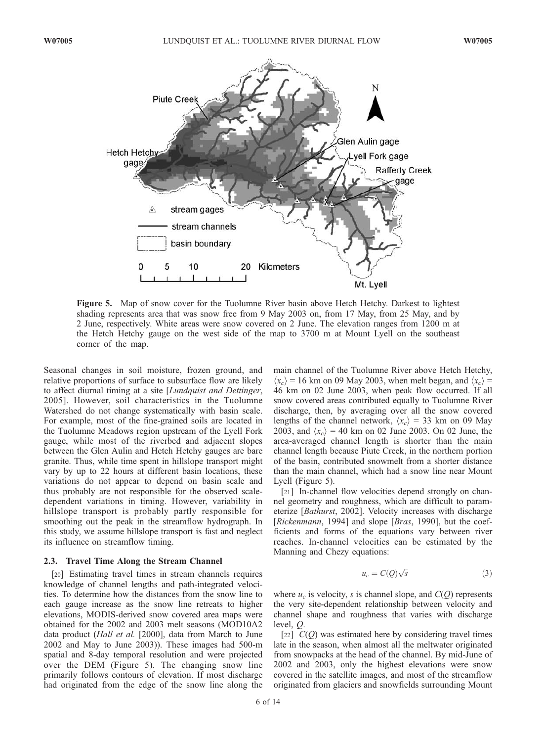**Figure 5.** Map of snow cover for the Tuolumne River basin above Hetch Hetchy. Darkest to lightest shading represents area that was snow free from 9 May 2003 on, from 17 May, from 25 May, and by 2 June, respectively. White areas were snow covered on 2 June. The elevation ranges from 1200 m at the Hetch Hetchy gauge on the west side of the map to 3700 m at Mount Lyell on the southeast corner of the map.

Seasonal changes in soil moisture, frozen ground, and relative proportions of surface to subsurface flow are likely to affect diurnal timing at a site [*Lundquist and Dettinger*, 2005]. However, soil characteristics in the Tuolumne Watershed do not change systematically with basin scale. For example, most of the fine-grained soils are located in the Tuolumne Meadows region upstream of the Lyell Fork gauge, while most of the riverbed and adjacent slopes between the Glen Aulin and Hetch Hetchy gauges are bare granite. Thus, while time spent in hillslope transport might vary by up to 22 hours at different basin locations, these variations do not appear to depend on basin scale and thus probably are not responsible for the observed scale-dependent variations in timing. However, variability in hillslope transport is probably partly responsible for smoothing out the peak in the streamflow hydrograph. In this study, we assume hillslope transport is fast and neglect its influence on streamflow timing.

### 2.3. Travel Time Along the Stream Channel

[20] Estimating travel times in stream channels requires knowledge of channel lengths and path-integrated velocities. To determine how the distances from the snow line to each gauge increase as the snow line retreats to higher elevations, MODIS-derived snow covered area maps were obtained for the 2002 and 2003 melt seasons (MOD10A2 data product (*Hall et al.* [2000], data from March to June 2002 and May to June 2003)). These images had 500-m spatial and 8-day temporal resolution and were projected over the DEM (Figure 5). The changing snow line primarily follows contours of elevation. If most discharge had originated from the edge of the snow line along the main channel of the Tuolumne River above Hetch Hetchy, $\langle x_c \rangle$ = 16 km on 09 May 2003, when melt began, and $\langle x_c \rangle$ = 46 km on 02 June 2003, when peak flow occurred. If all snow covered areas contributed equally to Tuolumne River discharge, then, by averaging over all the snow covered lengths of the channel network, $\langle x_c \rangle$ = 33 km on 09 May 2003, and $\langle x_c \rangle$ = 40 km on 02 June 2003. On 02 June, the area-averaged channel length is shorter than the main channel length because Piute Creek, in the northern portion of the basin, contributed snowmelt from a shorter distance than the main channel, which had a snow line near Mount Lyell (Figure 5).

[21] In-channel flow velocities depend strongly on channel geometry and roughness, which are difficult to parameterize [*Bathurst*, 2002]. Velocity increases with discharge [*Rickenmann*, 1994] and slope [*Bras*, 1990], but the coefficients and forms of the equations vary between river reaches. In-channel velocities can be estimated by the Manning and Chezy equations:

$$u_c = C(Q)\sqrt{s} \tag{3}$$

where $u_c$ is velocity, $s$ is channel slope, and $C(Q)$ represents the very site-dependent relationship between velocity and channel shape and roughness that varies with discharge level, $Q$.

[22] $C(Q)$ was estimated here by considering travel times late in the season, when almost all the meltwater originated from snowpacks at the head of the channel. By mid-June of 2002 and 2003, only the highest elevations were snow covered in the satellite images, and most of the streamflow originated from glaciers and snowfields surrounding Mount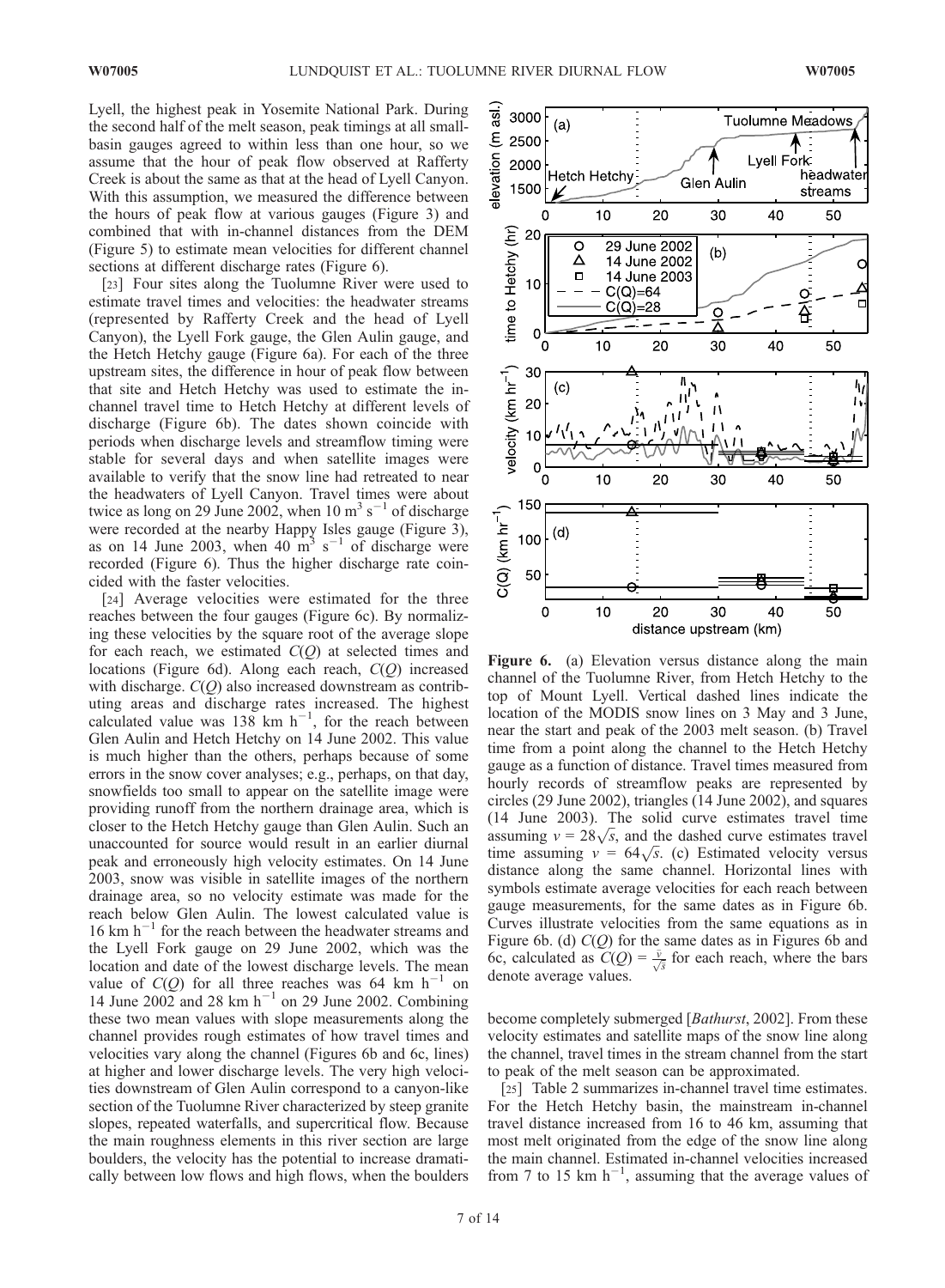Lyell, the highest peak in Yosemite National Park. During the second half of the melt season, peak timings at all small-basin gauges agreed to within less than one hour, so we assume that the hour of peak flow observed at Rafferty Creek is about the same as that at the head of Lyell Canyon. With this assumption, we measured the difference between the hours of peak flow at various gauges (Figure 3) and combined that with in-channel distances from the DEM (Figure 5) to estimate mean velocities for different channel sections at different discharge rates (Figure 6).

[23] Four sites along the Tuolumne River were used to estimate travel times and velocities: the headwater streams (represented by Rafferty Creek and the head of Lyell Canyon), the Lyell Fork gauge, the Glen Aulin gauge, and the Hetch Hetchy gauge (Figure 6a). For each of the three upstream sites, the difference in hour of peak flow between that site and Hetch Hetchy was used to estimate the in-channel travel time to Hetch Hetchy at different levels of discharge (Figure 6b). The dates shown coincide with periods when discharge levels and streamflow timing were stable for several days and when satellite images were available to verify that the snow line had retreated to near the headwaters of Lyell Canyon. Travel times were about twice as long on 29 June 2002, when 10 $m^3$ $s^{-1}$ of discharge were recorded at the nearby Happy Isles gauge (Figure 3), as on 14 June 2003, when 40 $m^3$ $s^{-1}$ of discharge were recorded (Figure 6). Thus the higher discharge rate coincided with the faster velocities.

[24] Average velocities were estimated for the three reaches between the four gauges (Figure 6c). By normalizing these velocities by the square root of the average slope for each reach, we estimated $C(Q)$ at selected times and locations (Figure 6d). Along each reach, $C(Q)$ increased with discharge. $C(Q)$ also increased downstream as contributing areas and discharge rates increased. The highest calculated value was 138 km $h^{-1}$, for the reach between Glen Aulin and Hetch Hetchy on 14 June 2002. This value is much higher than the others, perhaps because of some errors in the snow cover analyses; e.g., perhaps, on that day, snowfields too small to appear on the satellite image were providing runoff from the northern drainage area, which is closer to the Hetch Hetchy gauge than Glen Aulin. Such an unaccounted for source would result in an earlier diurnal peak and erroneously high velocity estimates. On 14 June 2003, snow was visible in satellite images of the northern drainage area, so no velocity estimate was made for the reach below Glen Aulin. The lowest calculated value is 16 km $h^{-1}$ for the reach between the headwater streams and the Lyell Fork gauge on 29 June 2002, which was the location and date of the lowest discharge levels. The mean value of $C(Q)$ for all three reaches was 64 km $h^{-1}$ on 14 June 2002 and 28 km $h^{-1}$ on 29 June 2002. Combining these two mean values with slope measurements along the channel provides rough estimates of how travel times and velocities vary along the channel (Figures 6b and 6c, lines) at higher and lower discharge levels. The very high velocities downstream of Glen Aulin correspond to a canyon-like section of the Tuolumne River characterized by steep granite slopes, repeated waterfalls, and supercritical flow. Because the main roughness elements in this river section are large boulders, the velocity has the potential to increase dramatically between low flows and high flows, when the boulders become completely submerged [*Bathurst*, 2002]. From these velocity estimates and satellite maps of the snow line along the channel, travel times in the stream channel from the start to peak of the melt season can be approximated.

**Figure 6.** (a) Elevation versus distance along the main channel of the Tuolumne River, from Hetch Hetchy to the top of Mount Lyell. Vertical dashed lines indicate the location of the MODIS snow lines on 3 May and 3 June, near the start and peak of the 2003 melt season. (b) Travel time from a point along the channel to the Hetch Hetchy gauge as a function of distance. Travel times measured from hourly records of streamflow peaks are represented by circles (29 June 2002), triangles (14 June 2002), and squares (14 June 2003). The solid curve estimates travel time assuming $v = 28\sqrt{s}$, and the dashed curve estimates travel time assuming $v = 64\sqrt{s}$. (c) Estimated velocity versus distance along the same channel. Horizontal lines with symbols estimate average velocities for each reach between gauge measurements, for the same dates as in Figure 6b. Curves illustrate velocities from the same equations as in Figure 6b. (d) $C(Q)$ for the same dates as in Figures 6b and 6c, calculated as $C(Q) = \frac{\bar{v}}{\sqrt{\bar{s}}}$ for each reach, where the bars denote average values.

[25] Table 2 summarizes in-channel travel time estimates. For the Hetch Hetchy basin, the mainstream in-channel travel distance increased from 16 to 46 km, assuming that most melt originated from the edge of the snow line along the main channel. Estimated in-channel velocities increased from 7 to 15 km $h^{-1}$, assuming that the average values of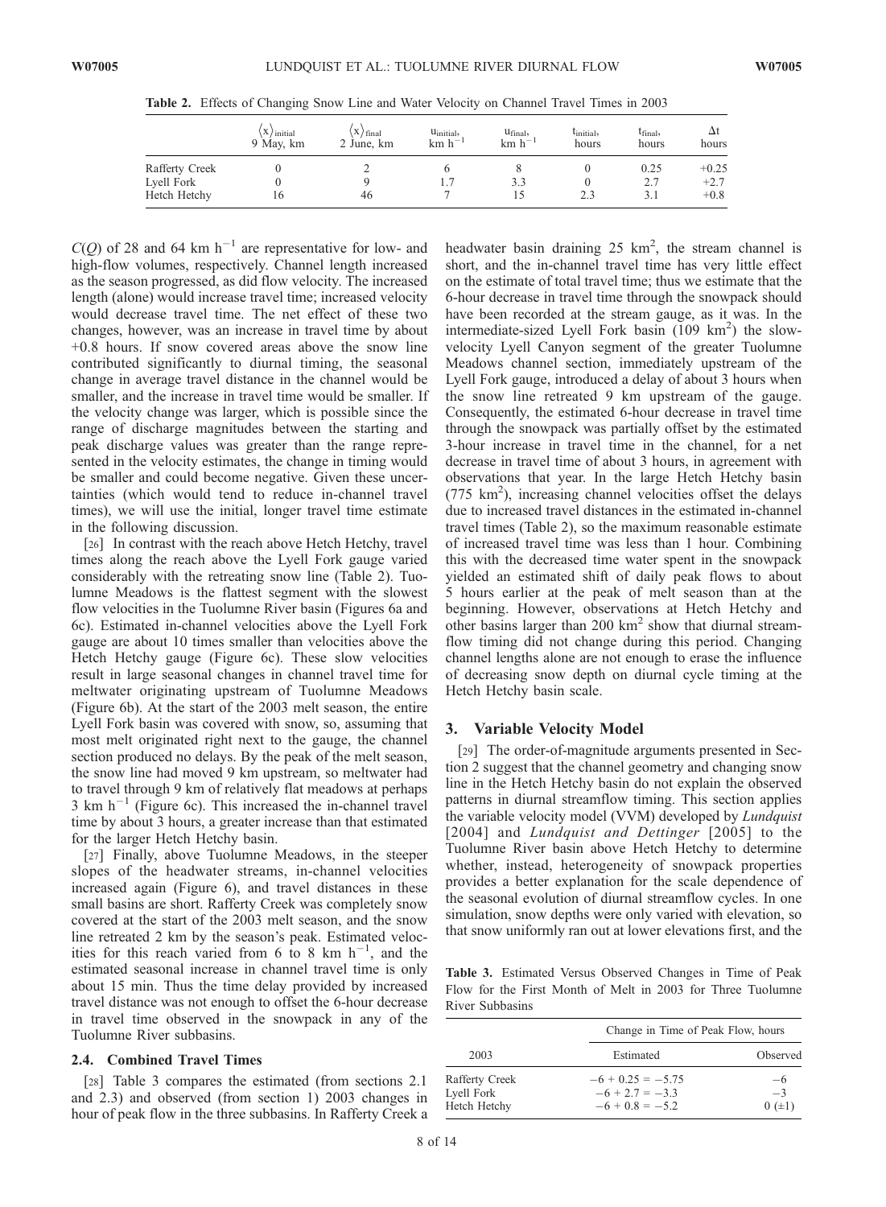**Table 2.** Effects of Changing Snow Line and Water Velocity on Channel Travel Times in 2003

| | $\langle x \rangle_{initial}$ 9 May, km | $\langle x \rangle_{final}$ 2 June, km | $u_{initial}$, km h$^{-1}$ | $u_{final}$, km h$^{-1}$ | $t_{initial}$, hours | $t_{final}$, hours | $\Delta t$ hours |
|---|---|---|---|---|---|---|---|
| Rafferty Creek | 0 | 2 | 6 | 8 | 0 | 0.25 | +0.25 |
| Lyell Fork | 0 | 9 | 1.7 | 3.3 | 0 | 2.7 | +2.7 |
| Hetch Hetchy | 16 | 46 | 7 | 15 | 2.3 | 3.1 | +0.8 |

$C(Q)$ of 28 and 64 km h$^{-1}$ are representative for low- and high-flow volumes, respectively. Channel length increased as the season progressed, as did flow velocity. The increased length (alone) would increase travel time; increased velocity would decrease travel time. The net effect of these two changes, however, was an increase in travel time by about +0.8 hours. If snow covered areas above the snow line contributed significantly to diurnal timing, the seasonal change in average travel distance in the channel would be smaller, and the increase in travel time would be smaller. If the velocity change was larger, which is possible since the range of discharge magnitudes between the starting and peak discharge values was greater than the range represented in the velocity estimates, the change in timing would be smaller and could become negative. Given these uncertainties (which would tend to reduce in-channel travel times), we will use the initial, longer travel time estimate in the following discussion.

[26] In contrast with the reach above Hetch Hetchy, travel times along the reach above the Lyell Fork gauge varied considerably with the retreating snow line (Table 2). Tuolumne Meadows is the flattest segment with the slowest flow velocities in the Tuolumne River basin (Figures 6a and 6c). Estimated in-channel velocities above the Lyell Fork gauge are about 10 times smaller than velocities above the Hetch Hetchy gauge (Figure 6c). These slow velocities result in large seasonal changes in channel travel time for meltwater originating upstream of Tuolumne Meadows (Figure 6b). At the start of the 2003 melt season, the entire Lyell Fork basin was covered with snow, so, assuming that most melt originated right next to the gauge, the channel section produced no delays. By the peak of the melt season, the snow line had moved 9 km upstream, so meltwater had to travel through 9 km of relatively flat meadows at perhaps 3 km h$^{-1}$ (Figure 6c). This increased the in-channel travel time by about 3 hours, a greater increase than that estimated for the larger Hetch Hetchy basin.

[27] Finally, above Tuolumne Meadows, in the steeper slopes of the headwater streams, in-channel velocities increased again (Figure 6), and travel distances in these small basins are short. Rafferty Creek was completely snow covered at the start of the 2003 melt season, and the snow line retreated 2 km by the season's peak. Estimated velocities for this reach varied from 6 to 8 km h$^{-1}$, and the estimated seasonal increase in channel travel time is only about 15 min. Thus the time delay provided by increased travel distance was not enough to offset the 6-hour decrease in travel time observed in the snowpack in any of the Tuolumne River subbasins.

### 2.4. Combined Travel Times

[28] Table 3 compares the estimated (from sections 2.1 and 2.3) and observed (from section 1) 2003 changes in hour of peak flow in the three subbasins. In Rafferty Creek a headwater basin draining 25 km$^2$, the stream channel is short, and the in-channel travel time has very little effect on the estimate of total travel time; thus we estimate that the 6-hour decrease in travel time through the snowpack should have been recorded at the stream gauge, as it was. In the intermediate-sized Lyell Fork basin (109 km$^2$) the slow-velocity Lyell Canyon segment of the greater Tuolumne Meadows channel section, immediately upstream of the Lyell Fork gauge, introduced a delay of about 3 hours when the snow line retreated 9 km upstream of the gauge. Consequently, the estimated 6-hour decrease in travel time through the snowpack was partially offset by the estimated 3-hour increase in travel time in the channel, for a net decrease in travel time of about 3 hours, in agreement with observations that year. In the large Hetch Hetchy basin (775 km$^2$), increasing channel velocities offset the delays due to increased travel distances in the estimated in-channel travel times (Table 2), so the maximum reasonable estimate of increased travel time was less than 1 hour. Combining this with the decreased time water spent in the snowpack yielded an estimated shift of daily peak flows to about 5 hours earlier at the peak of melt season than at the beginning. However, observations at Hetch Hetchy and other basins larger than 200 km$^2$ show that diurnal streamflow timing did not change during this period. Changing channel lengths alone are not enough to erase the influence of decreasing snow depth on diurnal cycle timing at the Hetch Hetchy basin scale.

## 3. Variable Velocity Model

[29] The order-of-magnitude arguments presented in Section 2 suggest that the channel geometry and changing snow line in the Hetch Hetchy basin do not explain the observed patterns in diurnal streamflow timing. This section applies the variable velocity model (VVM) developed by *Lundquist* [2004] and *Lundquist and Dettinger* [2005] to the Tuolumne River basin above Hetch Hetchy to determine whether, instead, heterogeneity of snowpack properties provides a better explanation for the scale dependence of the seasonal evolution of diurnal streamflow cycles. In one simulation, snow depths were only varied with elevation, so that snow uniformly ran out at lower elevations first, and the

**Table 3.** Estimated Versus Observed Changes in Time of Peak Flow for the First Month of Melt in 2003 for Three Tuolumne River Subbasins

| | Change in Time of Peak Flow, hours | |
|---|---|---|
| 2003 | Estimated | Observed |
| Rafferty Creek | $-6 + 0.25 = -5.75$ | $-6$ |
| Lyell Fork | $-6 + 2.7 = -3.3$ | $-3$ |
| Hetch Hetchy | $-6 + 0.8 = -5.2$ | $0\ (\pm 1)$ |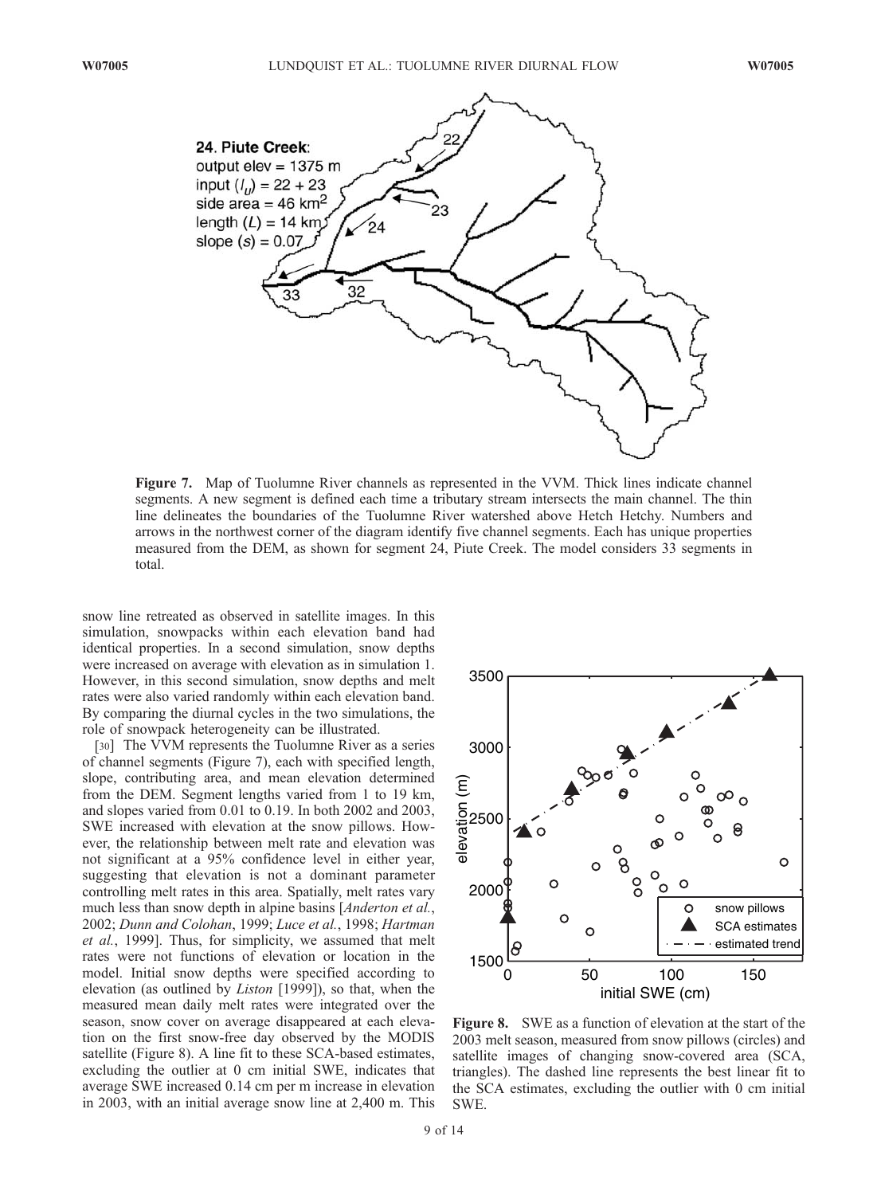**Figure 7.** Map of Tuolumne River channels as represented in the VVM. Thick lines indicate channel segments. A new segment is defined each time a tributary stream intersects the main channel. The thin line delineates the boundaries of the Tuolumne River watershed above Hetch Hetchy. Numbers and arrows in the northwest corner of the diagram identify five channel segments. Each has unique properties measured from the DEM, as shown for segment 24, Piute Creek. The model considers 33 segments in total.

snow line retreated as observed in satellite images. In this simulation, snowpacks within each elevation band had identical properties. In a second simulation, snow depths were increased on average with elevation as in simulation 1. However, in this second simulation, snow depths and melt rates were also varied randomly within each elevation band. By comparing the diurnal cycles in the two simulations, the role of snowpack heterogeneity can be illustrated.

[30] The VVM represents the Tuolumne River as a series of channel segments (Figure 7), each with specified length, slope, contributing area, and mean elevation determined from the DEM. Segment lengths varied from 1 to 19 km, and slopes varied from 0.01 to 0.19. In both 2002 and 2003, SWE increased with elevation at the snow pillows. However, the relationship between melt rate and elevation was not significant at a 95% confidence level in either year, suggesting that elevation is not a dominant parameter controlling melt rates in this area. Spatially, melt rates vary much less than snow depth in alpine basins [*Anderton et al.*, 2002; *Dunn and Colohan*, 1999; *Luce et al.*, 1998; *Hartman et al.*, 1999]. Thus, for simplicity, we assumed that melt rates were not functions of elevation or location in the model. Initial snow depths were specified according to elevation (as outlined by *Liston* [1999]), so that, when the measured mean daily melt rates were integrated over the season, snow cover on average disappeared at each elevation on the first snow-free day observed by the MODIS satellite (Figure 8). A line fit to these SCA-based estimates, excluding the outlier at 0 cm initial SWE, indicates that average SWE increased 0.14 cm per m increase in elevation in 2003, with an initial average snow line at 2,400 m. This

**Figure 8.** SWE as a function of elevation at the start of the 2003 melt season, measured from snow pillows (circles) and satellite images of changing snow-covered area (SCA, triangles). The dashed line represents the best linear fit to the SCA estimates, excluding the outlier with 0 cm initial SWE.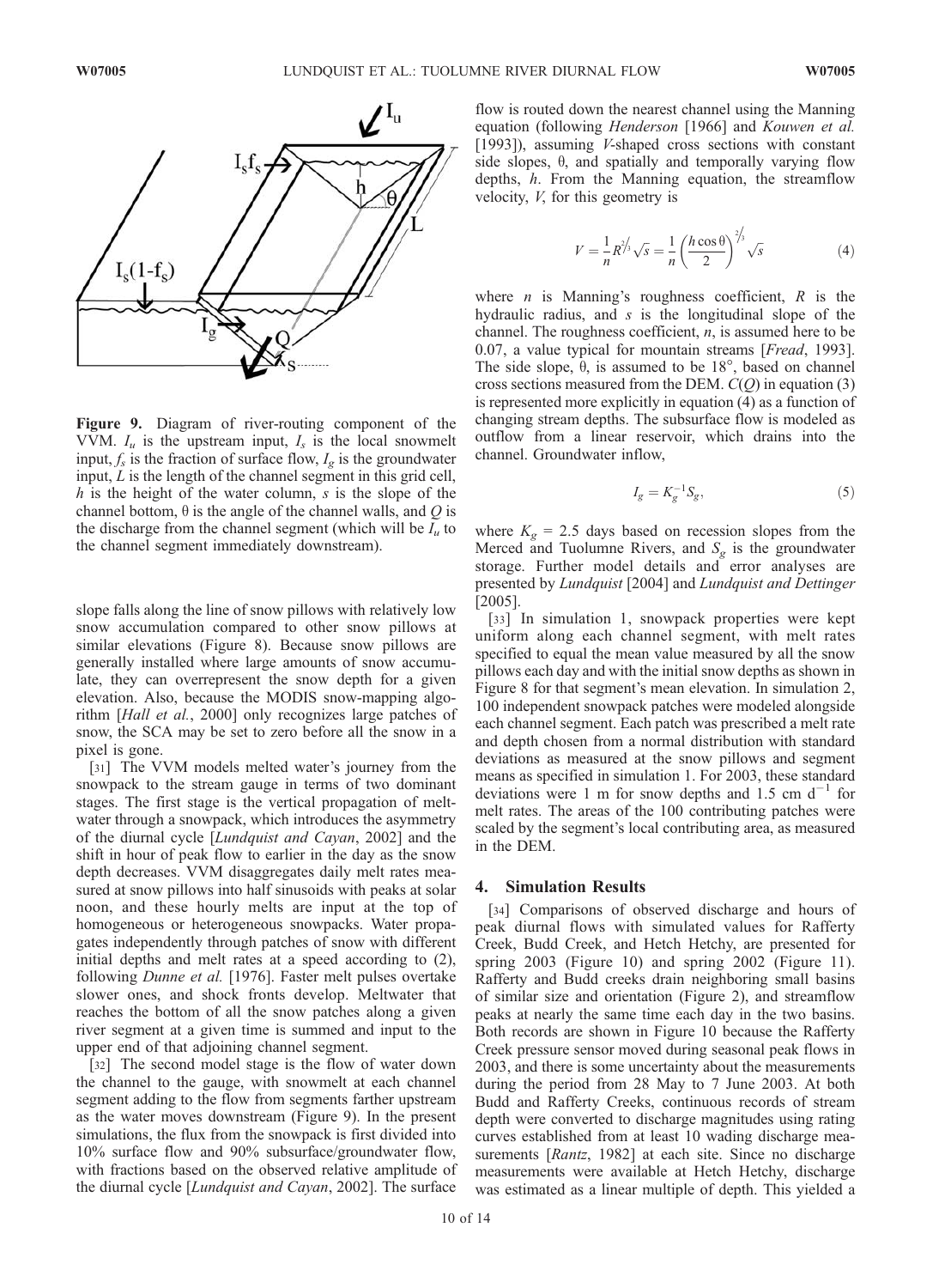**Figure 9.** Diagram of river-routing component of the VVM. $I_u$ is the upstream input, $I_s$ is the local snowmelt input, $f_s$ is the fraction of surface flow, $I_g$ is the groundwater input, $L$ is the length of the channel segment in this grid cell, $h$ is the height of the water column, $s$ is the slope of the channel bottom, θ is the angle of the channel walls, and $Q$ is the discharge from the channel segment (which will be $I_u$ to the channel segment immediately downstream).

slope falls along the line of snow pillows with relatively low snow accumulation compared to other snow pillows at similar elevations (Figure 8). Because snow pillows are generally installed where large amounts of snow accumulate, they can overrepresent the snow depth for a given elevation. Also, because the MODIS snow-mapping algorithm [*Hall et al.*, 2000] only recognizes large patches of snow, the SCA may be set to zero before all the snow in a pixel is gone.

[31] The VVM models melted water's journey from the snowpack to the stream gauge in terms of two dominant stages. The first stage is the vertical propagation of meltwater through a snowpack, which introduces the asymmetry of the diurnal cycle [*Lundquist and Cayan*, 2002] and the shift in hour of peak flow to earlier in the day as the snow depth decreases. VVM disaggregates daily melt rates measured at snow pillows into half sinusoids with peaks at solar noon, and these hourly melts are input at the top of homogeneous or heterogeneous snowpacks. Water propagates independently through patches of snow with different initial depths and melt rates at a speed according to (2), following *Dunne et al.* [1976]. Faster melt pulses overtake slower ones, and shock fronts develop. Meltwater that reaches the bottom of all the snow patches along a given river segment at a given time is summed and input to the upper end of that adjoining channel segment.

[32] The second model stage is the flow of water down the channel to the gauge, with snowmelt at each channel segment adding to the flow from segments farther upstream as the water moves downstream (Figure 9). In the present simulations, the flux from the snowpack is first divided into 10% surface flow and 90% subsurface/groundwater flow, with fractions based on the observed relative amplitude of the diurnal cycle [*Lundquist and Cayan*, 2002]. The surface flow is routed down the nearest channel using the Manning equation (following *Henderson* [1966] and *Kouwen et al.* [1993]), assuming *V*-shaped cross sections with constant side slopes, θ, and spatially and temporally varying flow depths, *h*. From the Manning equation, the streamflow velocity, *V*, for this geometry is

$$V = \frac{1}{n} R^{2/3} \sqrt{s} = \frac{1}{n} \left( \frac{h \cos \theta}{2} \right)^{2/3} \sqrt{s} \tag{4}$$

where *n* is Manning's roughness coefficient, *R* is the hydraulic radius, and *s* is the longitudinal slope of the channel. The roughness coefficient, *n*, is assumed here to be 0.07, a value typical for mountain streams [*Fread*, 1993]. The side slope, θ, is assumed to be 18°, based on channel cross sections measured from the DEM. $C(Q)$ in equation (3) is represented more explicitly in equation (4) as a function of changing stream depths. The subsurface flow is modeled as outflow from a linear reservoir, which drains into the channel. Groundwater inflow,

$$I_g = K_g^{-1} S_g, \tag{5}$$

where $K_g$ = 2.5 days based on recession slopes from the Merced and Tuolumne Rivers, and $S_g$ is the groundwater storage. Further model details and error analyses are presented by *Lundquist* [2004] and *Lundquist and Dettinger* [2005].

[33] In simulation 1, snowpack properties were kept uniform along each channel segment, with melt rates specified to equal the mean value measured by all the snow pillows each day and with the initial snow depths as shown in Figure 8 for that segment's mean elevation. In simulation 2, 100 independent snowpack patches were modeled alongside each channel segment. Each patch was prescribed a melt rate and depth chosen from a normal distribution with standard deviations as measured at the snow pillows and segment means as specified in simulation 1. For 2003, these standard deviations were 1 m for snow depths and 1.5 cm $d^{-1}$ for melt rates. The areas of the 100 contributing patches were scaled by the segment's local contributing area, as measured in the DEM.

## 4. Simulation Results

[34] Comparisons of observed discharge and hours of peak diurnal flows with simulated values for Rafferty Creek, Budd Creek, and Hetch Hetchy, are presented for spring 2003 (Figure 10) and spring 2002 (Figure 11). Rafferty and Budd creeks drain neighboring small basins of similar size and orientation (Figure 2), and streamflow peaks at nearly the same time each day in the two basins. Both records are shown in Figure 10 because the Rafferty Creek pressure sensor moved during seasonal peak flows in 2003, and there is some uncertainty about the measurements during the period from 28 May to 7 June 2003. At both Budd and Rafferty Creeks, continuous records of stream depth were converted to discharge magnitudes using rating curves established from at least 10 wading discharge measurements [*Rantz*, 1982] at each site. Since no discharge measurements were available at Hetch Hetchy, discharge was estimated as a linear multiple of depth. This yielded a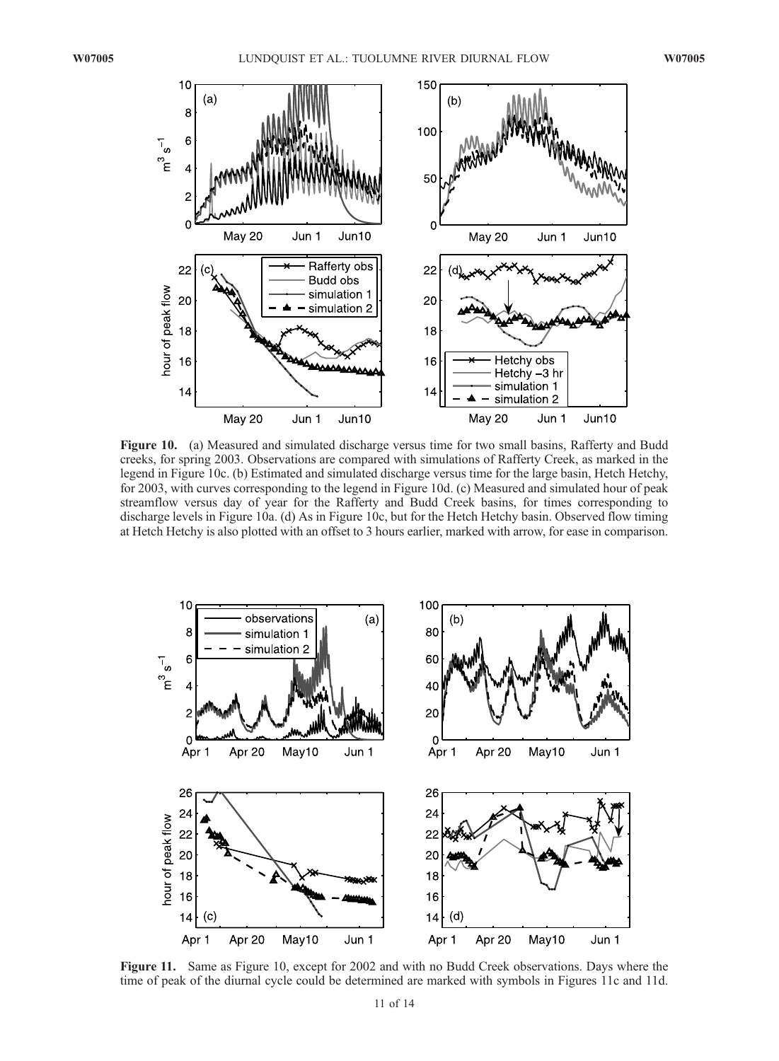**Figure 10.** (a) Measured and simulated discharge versus time for two small basins, Rafferty and Budd creeks, for spring 2003. Observations are compared with simulations of Rafferty Creek, as marked in the legend in Figure 10c. (b) Estimated and simulated discharge versus time for the large basin, Hetch Hetchy, for 2003, with curves corresponding to the legend in Figure 10d. (c) Measured and simulated hour of peak streamflow versus day of year for the Rafferty and Budd Creek basins, for times corresponding to discharge levels in Figure 10a. (d) As in Figure 10c, but for the Hetch Hetchy basin. Observed flow timing at Hetch Hetchy is also plotted with an offset to 3 hours earlier, marked with arrow, for ease in comparison.

**Figure 11.** Same as Figure 10, except for 2002 and with no Budd Creek observations. Days where the time of peak of the diurnal cycle could be determined are marked with symbols in Figures 11c and 11d.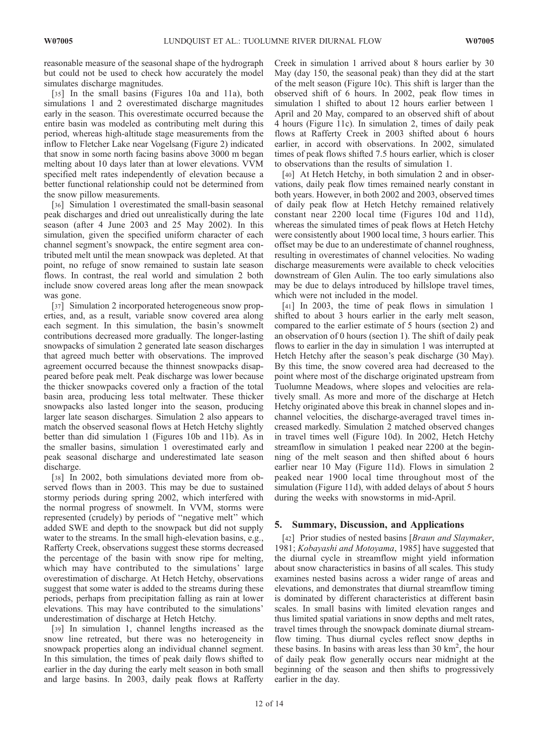reasonable measure of the seasonal shape of the hydrograph but could not be used to check how accurately the model simulates discharge magnitudes.

[35] In the small basins (Figures 10a and 11a), both simulations 1 and 2 overestimated discharge magnitudes early in the season. This overestimate occurred because the entire basin was modeled as contributing melt during this period, whereas high-altitude stage measurements from the inflow to Fletcher Lake near Vogelsang (Figure 2) indicated that snow in some north facing basins above 3000 m began melting about 10 days later than at lower elevations. VVM specified melt rates independently of elevation because a better functional relationship could not be determined from the snow pillow measurements.

[36] Simulation 1 overestimated the small-basin seasonal peak discharges and dried out unrealistically during the late season (after 4 June 2003 and 25 May 2002). In this simulation, given the specified uniform character of each channel segment's snowpack, the entire segment area contributed melt until the mean snowpack was depleted. At that point, no refuge of snow remained to sustain late season flows. In contrast, the real world and simulation 2 both include snow covered areas long after the mean snowpack was gone.

[37] Simulation 2 incorporated heterogeneous snow properties, and, as a result, variable snow covered area along each segment. In this simulation, the basin's snowmelt contributions decreased more gradually. The longer-lasting snowpacks of simulation 2 generated late season discharges that agreed much better with observations. The improved agreement occurred because the thinnest snowpacks disappeared before peak melt. Peak discharge was lower because the thicker snowpacks covered only a fraction of the total basin area, producing less total meltwater. These thicker snowpacks also lasted longer into the season, producing larger late season discharges. Simulation 2 also appears to match the observed seasonal flows at Hetch Hetchy slightly better than did simulation 1 (Figures 10b and 11b). As in the smaller basins, simulation 1 overestimated early and peak seasonal discharge and underestimated late season discharge.

[38] In 2002, both simulations deviated more from observed flows than in 2003. This may be due to sustained stormy periods during spring 2002, which interfered with the normal progress of snowmelt. In VVM, storms were represented (crudely) by periods of "negative melt" which added SWE and depth to the snowpack but did not supply water to the streams. In the small high-elevation basins, e.g., Rafferty Creek, observations suggest these storms decreased the percentage of the basin with snow ripe for melting, which may have contributed to the simulations' large overestimation of discharge. At Hetch Hetchy, observations suggest that some water is added to the streams during these periods, perhaps from precipitation falling as rain at lower elevations. This may have contributed to the simulations' underestimation of discharge at Hetch Hetchy.

[39] In simulation 1, channel lengths increased as the snow line retreated, but there was no heterogeneity in snowpack properties along an individual channel segment. In this simulation, the times of peak daily flows shifted to earlier in the day during the early melt season in both small and large basins. In 2003, daily peak flows at Rafferty Creek in simulation 1 arrived about 8 hours earlier by 30 May (day 150, the seasonal peak) than they did at the start of the melt season (Figure 10c). This shift is larger than the observed shift of 6 hours. In 2002, peak flow times in simulation 1 shifted to about 12 hours earlier between 1 April and 20 May, compared to an observed shift of about 4 hours (Figure 11c). In simulation 2, times of daily peak flows at Rafferty Creek in 2003 shifted about 6 hours earlier, in accord with observations. In 2002, simulated times of peak flows shifted 7.5 hours earlier, which is closer to observations than the results of simulation 1.

[40] At Hetch Hetchy, in both simulation 2 and in observations, daily peak flow times remained nearly constant in both years. However, in both 2002 and 2003, observed times of daily peak flow at Hetch Hetchy remained relatively constant near 2200 local time (Figures 10d and 11d), whereas the simulated times of peak flows at Hetch Hetchy were consistently about 1900 local time, 3 hours earlier. This offset may be due to an underestimate of channel roughness, resulting in overestimates of channel velocities. No wading discharge measurements were available to check velocities downstream of Glen Aulin. The too early simulations also may be due to delays introduced by hillslope travel times, which were not included in the model.

[41] In 2003, the time of peak flows in simulation 1 shifted to about 3 hours earlier in the early melt season, compared to the earlier estimate of 5 hours (section 2) and an observation of 0 hours (section 1). The shift of daily peak flows to earlier in the day in simulation 1 was interrupted at Hetch Hetchy after the season's peak discharge (30 May). By this time, the snow covered area had decreased to the point where most of the discharge originated upstream from Tuolumne Meadows, where slopes and velocities are relatively small. As more and more of the discharge at Hetch Hetchy originated above this break in channel slopes and in-channel velocities, the discharge-averaged travel times increased markedly. Simulation 2 matched observed changes in travel times well (Figure 10d). In 2002, Hetch Hetchy streamflow in simulation 1 peaked near 2200 at the beginning of the melt season and then shifted about 6 hours earlier near 10 May (Figure 11d). Flows in simulation 2 peaked near 1900 local time throughout most of the simulation (Figure 11d), with added delays of about 5 hours during the weeks with snowstorms in mid-April.

## 5. Summary, Discussion, and Applications

[42] Prior studies of nested basins [*Braun and Slaymaker*, 1981; *Kobayashi and Motoyama*, 1985] have suggested that the diurnal cycle in streamflow might yield information about snow characteristics in basins of all scales. This study examines nested basins across a wider range of areas and elevations, and demonstrates that diurnal streamflow timing is dominated by different characteristics at different basin scales. In small basins with limited elevation ranges and thus limited spatial variations in snow depths and melt rates, travel times through the snowpack dominate diurnal streamflow timing. Thus diurnal cycles reflect snow depths in these basins. In basins with areas less than 30 km$^2$, the hour of daily peak flow generally occurs near midnight at the beginning of the season and then shifts to progressively earlier in the day.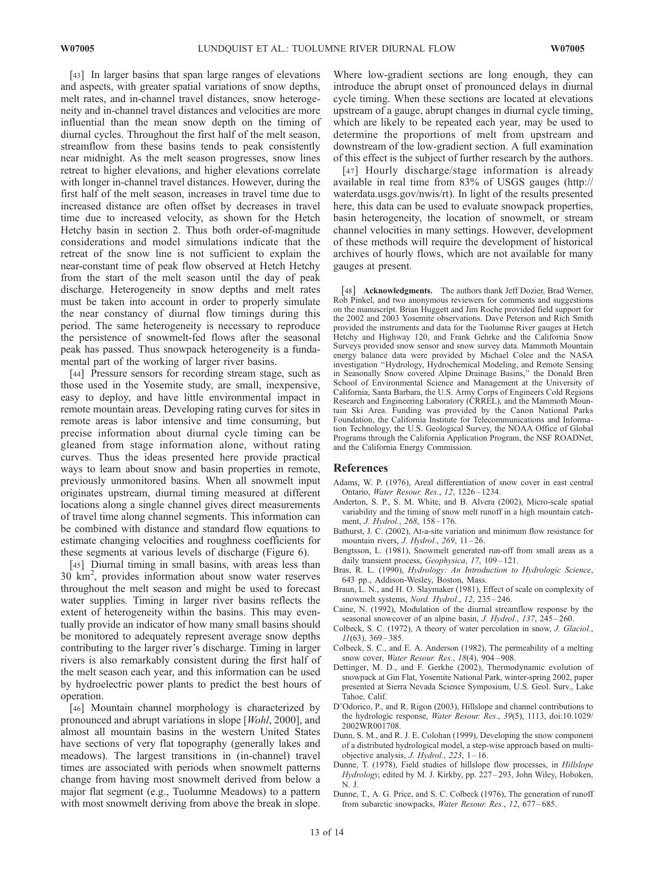[43] In larger basins that span large ranges of elevations and aspects, with greater spatial variations of snow depths, melt rates, and in-channel travel distances, snow heterogeneity and in-channel travel distances and velocities are more influential than the mean snow depth on the timing of diurnal cycles. Throughout the first half of the melt season, streamflow from these basins tends to peak consistently near midnight. As the melt season progresses, snow lines retreat to higher elevations, and higher elevations correlate with longer in-channel travel distances. However, during the first half of the melt season, increases in travel time due to increased distance are often offset by decreases in travel time due to increased velocity, as shown for the Hetch Hetchy basin in section 2. Thus both order-of-magnitude considerations and model simulations indicate that the retreat of the snow line is not sufficient to explain the near-constant time of peak flow observed at Hetch Hetchy from the start of the melt season until the day of peak discharge. Heterogeneity in snow depths and melt rates must be taken into account in order to properly simulate the near constancy of diurnal flow timings during this period. The same heterogeneity is necessary to reproduce the persistence of snowmelt-fed flows after the seasonal peak has passed. Thus snowpack heterogeneity is a fundamental part of the working of larger river basins.

[44] Pressure sensors for recording stream stage, such as those used in the Yosemite study, are small, inexpensive, easy to deploy, and have little environmental impact in remote mountain areas. Developing rating curves for sites in remote areas is labor intensive and time consuming, but precise information about diurnal cycle timing can be gleaned from stage information alone, without rating curves. Thus the ideas presented here provide practical ways to learn about snow and basin properties in remote, previously unmonitored basins. When all snowmelt input originates upstream, diurnal timing measured at different locations along a single channel gives direct measurements of travel time along channel segments. This information can be combined with distance and standard flow equations to estimate changing velocities and roughness coefficients for these segments at various levels of discharge (Figure 6).

[45] Diurnal timing in small basins, with areas less than 30 km$^2$, provides information about snow water reserves throughout the melt season and might be used to forecast water supplies. Timing in larger river basins reflects the extent of heterogeneity within the basins. This may eventually provide an indicator of how many small basins should be monitored to adequately represent average snow depths contributing to the larger river's discharge. Timing in larger rivers is also remarkably consistent during the first half of the melt season each year, and this information can be used by hydroelectric power plants to predict the best hours of operation.

[46] Mountain channel morphology is characterized by pronounced and abrupt variations in slope [*Wohl*, 2000], and almost all mountain basins in the western United States have sections of very flat topography (generally lakes and meadows). The largest transitions in (in-channel) travel times are associated with periods when snowmelt patterns change from having most snowmelt derived from below a major flat segment (e.g., Tuolumne Meadows) to a pattern with most snowmelt deriving from above the break in slope. Where low-gradient sections are long enough, they can introduce the abrupt onset of pronounced delays in diurnal cycle timing. When these sections are located at elevations upstream of a gauge, abrupt changes in diurnal cycle timing, which are likely to be repeated each year, may be used to determine the proportions of melt from upstream and downstream of the low-gradient section. A full examination of this effect is the subject of further research by the authors.

[47] Hourly discharge/stage information is already available in real time from 83% of USGS gauges (http://waterdata.usgs.gov/nwis/rt). In light of the results presented here, this data can be used to evaluate snowpack properties, basin heterogeneity, the location of snowmelt, or stream channel velocities in many settings. However, development of these methods will require the development of historical archives of hourly flows, which are not available for many gauges at present.

[48] **Acknowledgments.** The authors thank Jeff Dozier, Brad Werner, Rob Pinkel, and two anonymous reviewers for comments and suggestions on the manuscript. Brian Huggett and Jim Roche provided field support for the 2002 and 2003 Yosemite observations. Dave Peterson and Rich Smith provided the instruments and data for the Tuolumne River gauges at Hetch Hetchy and Highway 120, and Frank Gehrke and the California Snow Surveys provided snow sensor and snow survey data. Mammoth Mountain energy balance data were provided by Michael Colee and the NASA investigation "Hydrology, Hydrochemical Modeling, and Remote Sensing in Seasonally Snow covered Alpine Drainage Basins," the Donald Bren School of Environmental Science and Management at the University of California, Santa Barbara, the U.S. Army Corps of Engineers Cold Regions Research and Engineering Laboratory (CRREL), and the Mammoth Mountain Ski Area. Funding was provided by the Canon National Parks Foundation, the California Institute for Telecommunications and Information Technology, the U.S. Geological Survey, the NOAA Office of Global Programs through the California Application Program, the NSF ROADNet, and the California Energy Commission.

## References

Adams, W. P. (1976), Areal differentiation of snow cover in east central Ontario, *Water Resour. Res.*, *12*, 1226–1234.

Anderton, S. P., S. M. White, and B. Alvera (2002), Micro-scale spatial variability and the timing of snow melt runoff in a high mountain catchment, *J. Hydrol.*, *268*, 158–176.

Bathurst, J. C. (2002), At-a-site variation and minimum flow resistance for mountain rivers, *J. Hydrol.*, *269*, 11–26.

Bengtsson, L. (1981), Snowmelt generated run-off from small areas as a daily transient process, *Geophysica*, *17*, 109–121.

Bras, R. L. (1990), *Hydrology: An Introduction to Hydrologic Science*, 643 pp., Addison-Wesley, Boston, Mass.

Braun, L. N., and H. O. Slaymaker (1981), Effect of scale on complexity of snowmelt systems, *Nord. Hydrol.*, *12*, 235–246.

Caine, N. (1992), Modulation of the diurnal streamflow response by the seasonal snowcover of an alpine basin, *J. Hydrol.*, *137*, 245–260.

Colbeck, S. C. (1972), A theory of water percolation in snow, *J. Glaciol.*, *11*(63), 369–385.

Colbeck, S. C., and E. A. Anderson (1982), The permeability of a melting snow cover, *Water Resour. Res.*, *18*(4), 904–908.

Dettinger, M. D., and F. Gerkhe (2002), Thermodynamic evolution of snowpack at Gin Flat, Yosemite National Park, winter-spring 2002, paper presented at Sierra Nevada Science Symposium, U.S. Geol. Surv., Lake Tahoe, Calif.

D'Odorico, P., and R. Rigon (2003), Hillslope and channel contributions to the hydrologic response, *Water Resour. Res.*, *39*(5), 1113, doi:10.1029/2002WR001708.

Dunn, S. M., and R. J. E. Colohan (1999), Developing the snow component of a distributed hydrological model, a step-wise approach based on multi-objective analysis, *J. Hydrol.*, *223*, 1–16.

Dunne, T. (1978), Field studies of hillslope flow processes, in *Hillslope Hydrology*, edited by M. J. Kirkby, pp. 227–293, John Wiley, Hoboken, N. J.

Dunne, T., A. G. Price, and S. C. Colbeck (1976), The generation of runoff from subarctic snowpacks, *Water Resour. Res.*, *12*, 677–685.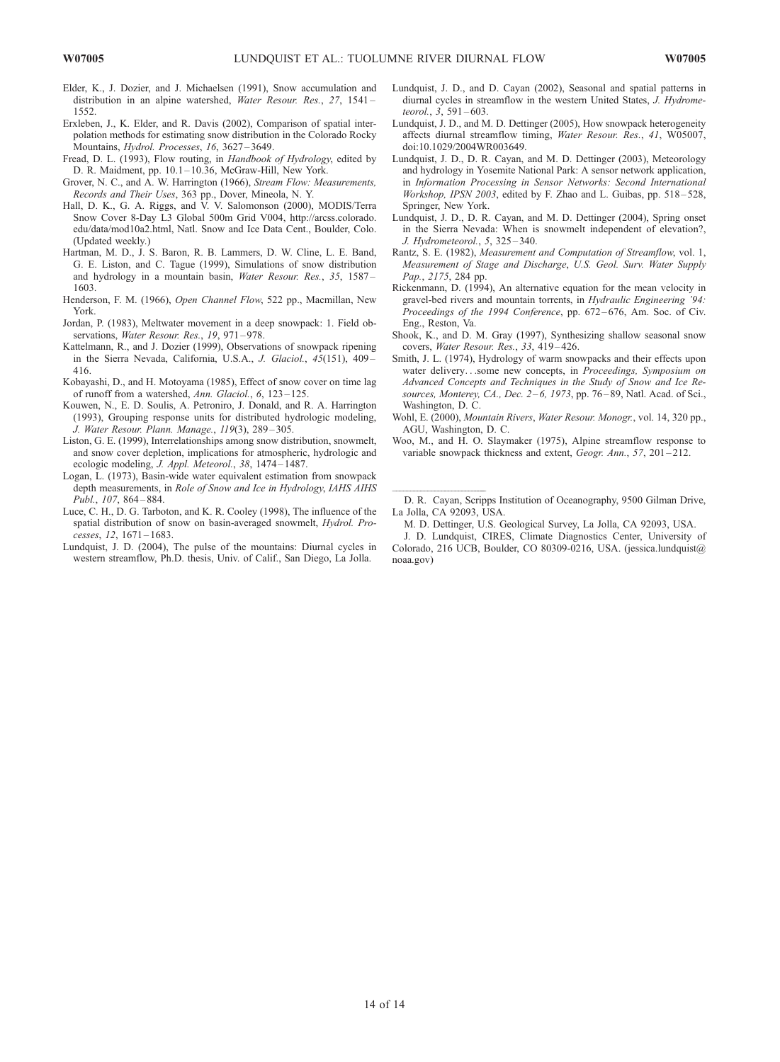Elder, K., J. Dozier, and J. Michaelsen (1991), Snow accumulation and distribution in an alpine watershed, *Water Resour. Res.*, *27*, 1541–1552.

Erxleben, J., K. Elder, and R. Davis (2002), Comparison of spatial interpolation methods for estimating snow distribution in the Colorado Rocky Mountains, *Hydrol. Processes*, *16*, 3627–3649.

Fread, D. L. (1993), Flow routing, in *Handbook of Hydrology*, edited by D. R. Maidment, pp. 10.1–10.36, McGraw-Hill, New York.

Grover, N. C., and A. W. Harrington (1966), *Stream Flow: Measurements, Records and Their Uses*, 363 pp., Dover, Mineola, N. Y.

Hall, D. K., G. A. Riggs, and V. V. Salomonson (2000), MODIS/Terra Snow Cover 8-Day L3 Global 500m Grid V004, http://arcss.colorado.edu/data/mod10a2.html, Natl. Snow and Ice Data Cent., Boulder, Colo. (Updated weekly.)

Hartman, M. D., J. S. Baron, R. B. Lammers, D. W. Cline, L. E. Band, G. E. Liston, and C. Tague (1999), Simulations of snow distribution and hydrology in a mountain basin, *Water Resour. Res.*, *35*, 1587–1603.

Henderson, F. M. (1966), *Open Channel Flow*, 522 pp., Macmillan, New York.

Jordan, P. (1983), Meltwater movement in a deep snowpack: 1. Field observations, *Water Resour. Res.*, *19*, 971–978.

Kattelmann, R., and J. Dozier (1999), Observations of snowpack ripening in the Sierra Nevada, California, U.S.A., *J. Glaciol.*, *45*(151), 409–416.

Kobayashi, D., and H. Motoyama (1985), Effect of snow cover on time lag of runoff from a watershed, *Ann. Glaciol.*, *6*, 123–125.

Kouwen, N., E. D. Soulis, A. Petroniro, J. Donald, and R. A. Harrington (1993), Grouping response units for distributed hydrologic modeling, *J. Water Resour. Plann. Manage.*, *119*(3), 289–305.

Liston, G. E. (1999), Interrelationships among snow distribution, snowmelt, and snow cover depletion, implications for atmospheric, hydrologic and ecologic modeling, *J. Appl. Meteorol.*, *38*, 1474–1487.

Logan, L. (1973), Basin-wide water equivalent estimation from snowpack depth measurements, in *Role of Snow and Ice in Hydrology*, *IAHS AIHS Publ.*, *107*, 864–884.

Luce, C. H., D. G. Tarboton, and K. R. Cooley (1998), The influence of the spatial distribution of snow on basin-averaged snowmelt, *Hydrol. Processes*, *12*, 1671–1683.

Lundquist, J. D. (2004), The pulse of the mountains: Diurnal cycles in western streamflow, Ph.D. thesis, Univ. of Calif., San Diego, La Jolla.

Lundquist, J. D., and D. Cayan (2002), Seasonal and spatial patterns in diurnal cycles in streamflow in the western United States, *J. Hydrometeorol.*, *3*, 591–603.

Lundquist, J. D., and M. D. Dettinger (2005), How snowpack heterogeneity affects diurnal streamflow timing, *Water Resour. Res.*, *41*, W05007, doi:10.1029/2004WR003649.

Lundquist, J. D., D. R. Cayan, and M. D. Dettinger (2003), Meteorology and hydrology in Yosemite National Park: A sensor network application, in *Information Processing in Sensor Networks: Second International Workshop, IPSN 2003*, edited by F. Zhao and L. Guibas, pp. 518–528, Springer, New York.

Lundquist, J. D., D. R. Cayan, and M. D. Dettinger (2004), Spring onset in the Sierra Nevada: When is snowmelt independent of elevation?, *J. Hydrometeorol.*, *5*, 325–340.

Rantz, S. E. (1982), *Measurement and Computation of Streamflow*, vol. 1, *Measurement of Stage and Discharge*, *U.S. Geol. Surv. Water Supply Pap.*, *2175*, 284 pp.

Rickenmann, D. (1994), An alternative equation for the mean velocity in gravel-bed rivers and mountain torrents, in *Hydraulic Engineering '94: Proceedings of the 1994 Conference*, pp. 672–676, Am. Soc. of Civ. Eng., Reston, Va.

Shook, K., and D. M. Gray (1997), Synthesizing shallow seasonal snow covers, *Water Resour. Res.*, *33*, 419–426.

Smith, J. L. (1974), Hydrology of warm snowpacks and their effects upon water delivery. . .some new concepts, in *Proceedings, Symposium on Advanced Concepts and Techniques in the Study of Snow and Ice Resources, Monterey, CA., Dec. 2–6, 1973*, pp. 76–89, Natl. Acad. of Sci., Washington, D. C.

Wohl, E. (2000), *Mountain Rivers*, *Water Resour. Monogr.*, vol. 14, 320 pp., AGU, Washington, D. C.

Woo, M., and H. O. Slaymaker (1975), Alpine streamflow response to variable snowpack thickness and extent, *Geogr. Ann.*, *57*, 201–212.

---

D. R. Cayan, Scripps Institution of Oceanography, 9500 Gilman Drive, La Jolla, CA 92093, USA.

M. D. Dettinger, U.S. Geological Survey, La Jolla, CA 92093, USA.

J. D. Lundquist, CIRES, Climate Diagnostics Center, University of Colorado, 216 UCB, Boulder, CO 80309-0216, USA. (jessica.lundquist@noaa.gov)